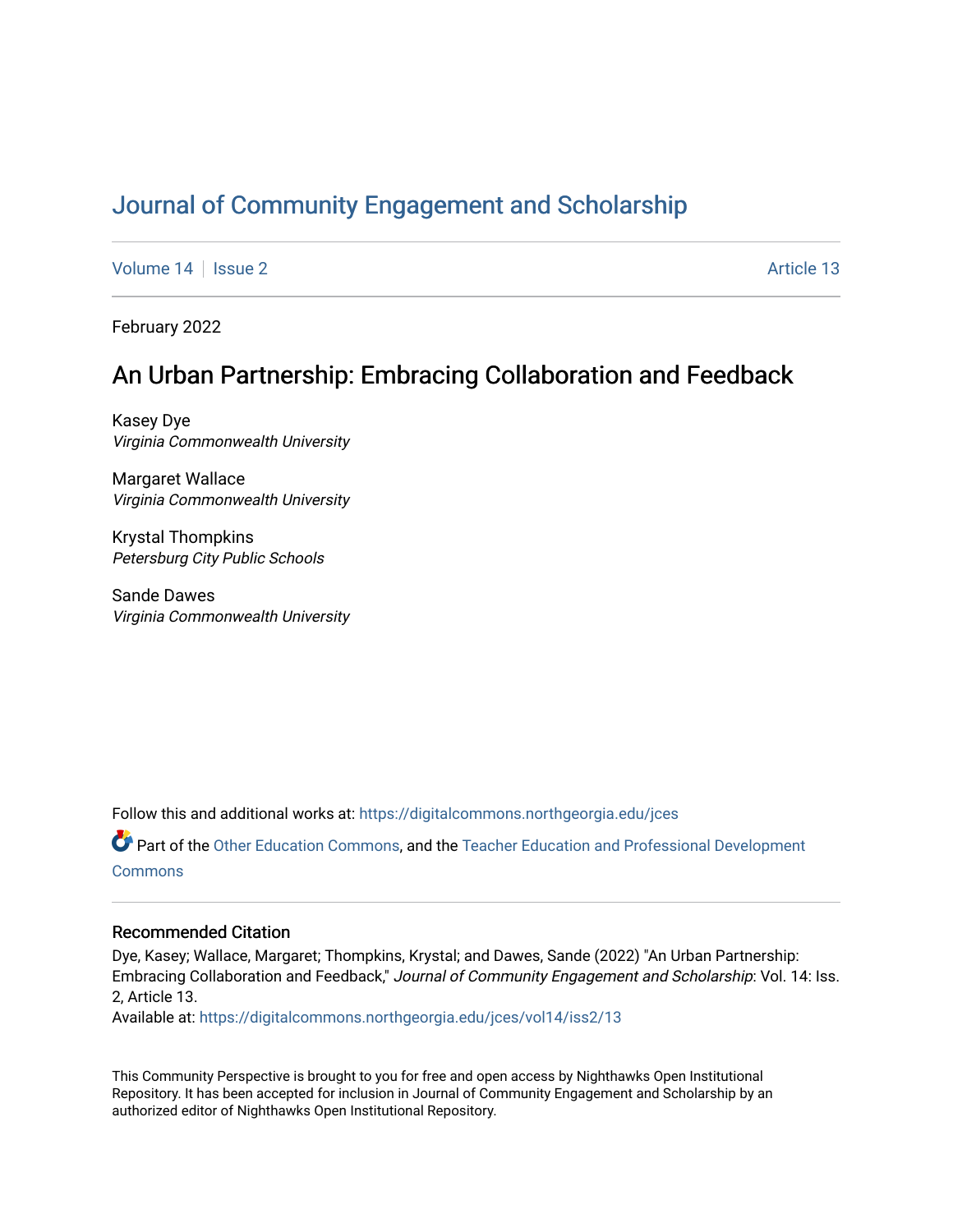# Journal of Community Engagement and Scholarship

Volume 14 | Issue 2 | Article 13

February 2022

## An Urban Partnership: Embracing Collaboration and Feedback

Kasey Dye
*Virginia Commonwealth University*

Margaret Wallace
*Virginia Commonwealth University*

Krystal Thompkins
*Petersburg City Public Schools*

Sande Dawes
*Virginia Commonwealth University*

Follow this and additional works at: https://digitalcommons.northgeorgia.edu/jces

Part of the Other Education Commons, and the Teacher Education and Professional Development Commons

### Recommended Citation

Dye, Kasey; Wallace, Margaret; Thompkins, Krystal; and Dawes, Sande (2022) "An Urban Partnership: Embracing Collaboration and Feedback," *Journal of Community Engagement and Scholarship*: Vol. 14: Iss. 2, Article 13.
Available at: https://digitalcommons.northgeorgia.edu/jces/vol14/iss2/13

This Community Perspective is brought to you for free and open access by Nighthawks Open Institutional Repository. It has been accepted for inclusion in Journal of Community Engagement and Scholarship by an authorized editor of Nighthawks Open Institutional Repository.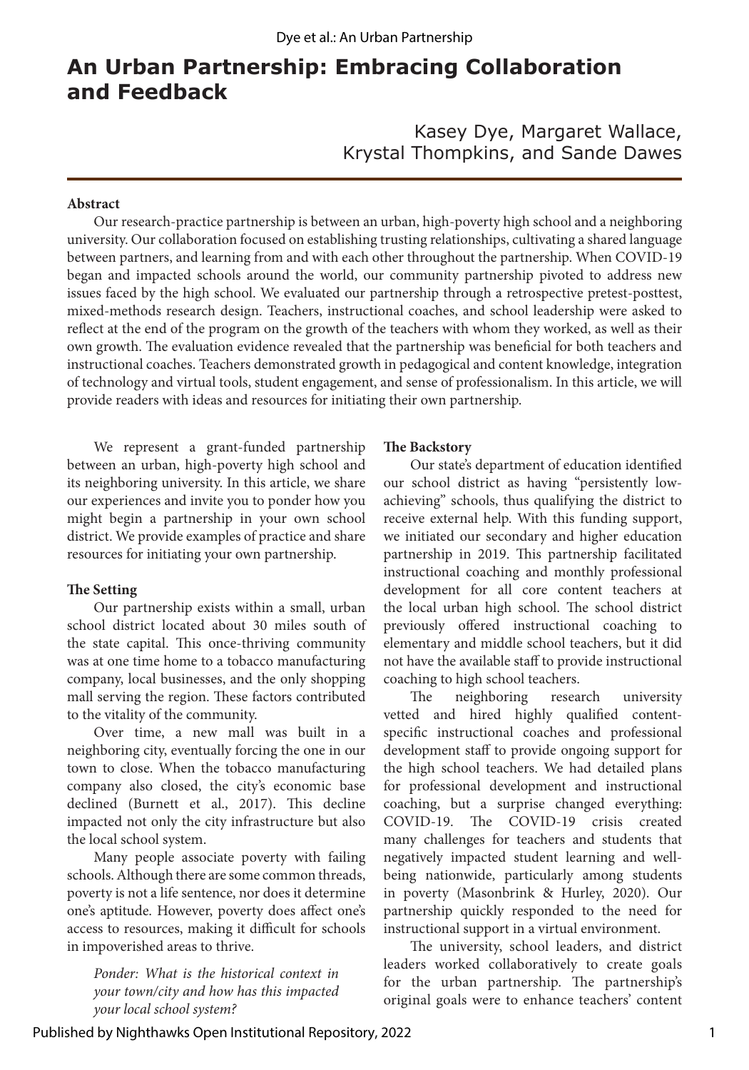# An Urban Partnership: Embracing Collaboration and Feedback

Kasey Dye, Margaret Wallace, Krystal Thompkins, and Sande Dawes

**Abstract**

Our research-practice partnership is between an urban, high-poverty high school and a neighboring university. Our collaboration focused on establishing trusting relationships, cultivating a shared language between partners, and learning from and with each other throughout the partnership. When COVID-19 began and impacted schools around the world, our community partnership pivoted to address new issues faced by the high school. We evaluated our partnership through a retrospective pretest-posttest, mixed-methods research design. Teachers, instructional coaches, and school leadership were asked to reflect at the end of the program on the growth of the teachers with whom they worked, as well as their own growth. The evaluation evidence revealed that the partnership was beneficial for both teachers and instructional coaches. Teachers demonstrated growth in pedagogical and content knowledge, integration of technology and virtual tools, student engagement, and sense of professionalism. In this article, we will provide readers with ideas and resources for initiating their own partnership.

We represent a grant-funded partnership between an urban, high-poverty high school and its neighboring university. In this article, we share our experiences and invite you to ponder how you might begin a partnership in your own school district. We provide examples of practice and share resources for initiating your own partnership.

**The Setting**

Our partnership exists within a small, urban school district located about 30 miles south of the state capital. This once-thriving community was at one time home to a tobacco manufacturing company, local businesses, and the only shopping mall serving the region. These factors contributed to the vitality of the community.

Over time, a new mall was built in a neighboring city, eventually forcing the one in our town to close. When the tobacco manufacturing company also closed, the city's economic base declined (Burnett et al., 2017). This decline impacted not only the city infrastructure but also the local school system.

Many people associate poverty with failing schools. Although there are some common threads, poverty is not a life sentence, nor does it determine one's aptitude. However, poverty does affect one's access to resources, making it difficult for schools in impoverished areas to thrive.

*Ponder: What is the historical context in your town/city and how has this impacted your local school system?*

**The Backstory**

Our state's department of education identified our school district as having "persistently low-achieving" schools, thus qualifying the district to receive external help. With this funding support, we initiated our secondary and higher education partnership in 2019. This partnership facilitated instructional coaching and monthly professional development for all core content teachers at the local urban high school. The school district previously offered instructional coaching to elementary and middle school teachers, but it did not have the available staff to provide instructional coaching to high school teachers.

The neighboring research university vetted and hired highly qualified content-specific instructional coaches and professional development staff to provide ongoing support for the high school teachers. We had detailed plans for professional development and instructional coaching, but a surprise changed everything: COVID-19. The COVID-19 crisis created many challenges for teachers and students that negatively impacted student learning and well-being nationwide, particularly among students in poverty (Masonbrink & Hurley, 2020). Our partnership quickly responded to the need for instructional support in a virtual environment.

The university, school leaders, and district leaders worked collaboratively to create goals for the urban partnership. The partnership's original goals were to enhance teachers' content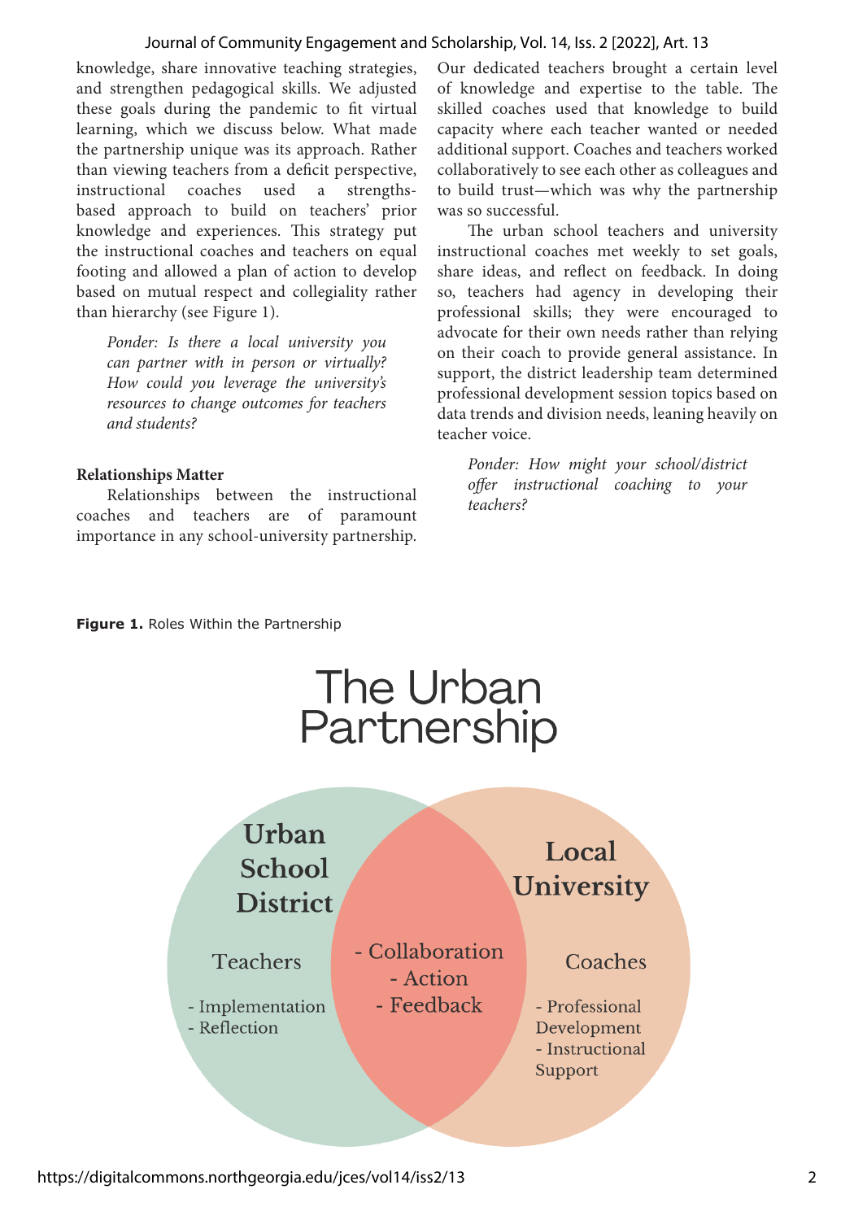knowledge, share innovative teaching strategies, and strengthen pedagogical skills. We adjusted these goals during the pandemic to fit virtual learning, which we discuss below. What made the partnership unique was its approach. Rather than viewing teachers from a deficit perspective, instructional coaches used a strengths-based approach to build on teachers' prior knowledge and experiences. This strategy put the instructional coaches and teachers on equal footing and allowed a plan of action to develop based on mutual respect and collegiality rather than hierarchy (see Figure 1).

> *Ponder: Is there a local university you can partner with in person or virtually? How could you leverage the university's resources to change outcomes for teachers and students?*

### Relationships Matter

Relationships between the instructional coaches and teachers are of paramount importance in any school-university partnership. Our dedicated teachers brought a certain level of knowledge and expertise to the table. The skilled coaches used that knowledge to build capacity where each teacher wanted or needed additional support. Coaches and teachers worked collaboratively to see each other as colleagues and to build trust—which was why the partnership was so successful.

The urban school teachers and university instructional coaches met weekly to set goals, share ideas, and reflect on feedback. In doing so, teachers had agency in developing their professional skills; they were encouraged to advocate for their own needs rather than relying on their coach to provide general assistance. In support, the district leadership team determined professional development session topics based on data trends and division needs, leaning heavily on teacher voice.

> *Ponder: How might your school/district offer instructional coaching to your teachers?*

**Figure 1.** Roles Within the Partnership

The Urban Partnership

- **Urban School District** — Teachers: Implementation; Reflection
- **Overlap**: Collaboration; Action; Feedback
- **Local University** — Coaches: Professional Development; Instructional Support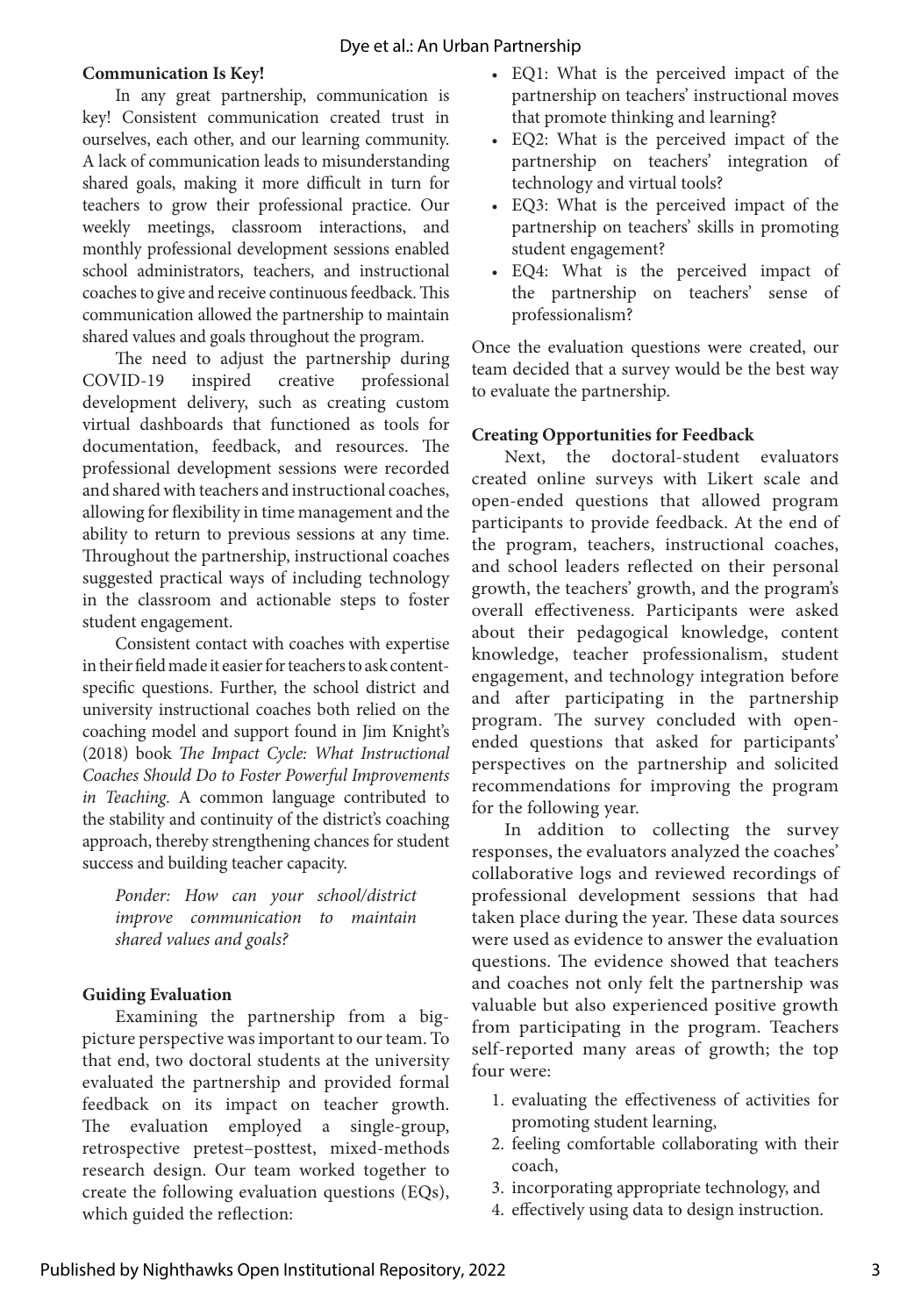**Communication Is Key!**

In any great partnership, communication is key! Consistent communication created trust in ourselves, each other, and our learning community. A lack of communication leads to misunderstanding shared goals, making it more difficult in turn for teachers to grow their professional practice. Our weekly meetings, classroom interactions, and monthly professional development sessions enabled school administrators, teachers, and instructional coaches to give and receive continuous feedback. This communication allowed the partnership to maintain shared values and goals throughout the program.

The need to adjust the partnership during COVID-19 inspired creative professional development delivery, such as creating custom virtual dashboards that functioned as tools for documentation, feedback, and resources. The professional development sessions were recorded and shared with teachers and instructional coaches, allowing for flexibility in time management and the ability to return to previous sessions at any time. Throughout the partnership, instructional coaches suggested practical ways of including technology in the classroom and actionable steps to foster student engagement.

Consistent contact with coaches with expertise in their field made it easier for teachers to ask content-specific questions. Further, the school district and university instructional coaches both relied on the coaching model and support found in Jim Knight's (2018) book *The Impact Cycle: What Instructional Coaches Should Do to Foster Powerful Improvements in Teaching*. A common language contributed to the stability and continuity of the district's coaching approach, thereby strengthening chances for student success and building teacher capacity.

> *Ponder: How can your school/district improve communication to maintain shared values and goals?*

**Guiding Evaluation**

Examining the partnership from a big-picture perspective was important to our team. To that end, two doctoral students at the university evaluated the partnership and provided formal feedback on its impact on teacher growth. The evaluation employed a single-group, retrospective pretest–posttest, mixed-methods research design. Our team worked together to create the following evaluation questions (EQs), which guided the reflection:

- EQ1: What is the perceived impact of the partnership on teachers' instructional moves that promote thinking and learning?
- EQ2: What is the perceived impact of the partnership on teachers' integration of technology and virtual tools?
- EQ3: What is the perceived impact of the partnership on teachers' skills in promoting student engagement?
- EQ4: What is the perceived impact of the partnership on teachers' sense of professionalism?

Once the evaluation questions were created, our team decided that a survey would be the best way to evaluate the partnership.

**Creating Opportunities for Feedback**

Next, the doctoral-student evaluators created online surveys with Likert scale and open-ended questions that allowed program participants to provide feedback. At the end of the program, teachers, instructional coaches, and school leaders reflected on their personal growth, the teachers' growth, and the program's overall effectiveness. Participants were asked about their pedagogical knowledge, content knowledge, teacher professionalism, student engagement, and technology integration before and after participating in the partnership program. The survey concluded with open-ended questions that asked for participants' perspectives on the partnership and solicited recommendations for improving the program for the following year.

In addition to collecting the survey responses, the evaluators analyzed the coaches' collaborative logs and reviewed recordings of professional development sessions that had taken place during the year. These data sources were used as evidence to answer the evaluation questions. The evidence showed that teachers and coaches not only felt the partnership was valuable but also experienced positive growth from participating in the program. Teachers self-reported many areas of growth; the top four were:

1. evaluating the effectiveness of activities for promoting student learning,
2. feeling comfortable collaborating with their coach,
3. incorporating appropriate technology, and
4. effectively using data to design instruction.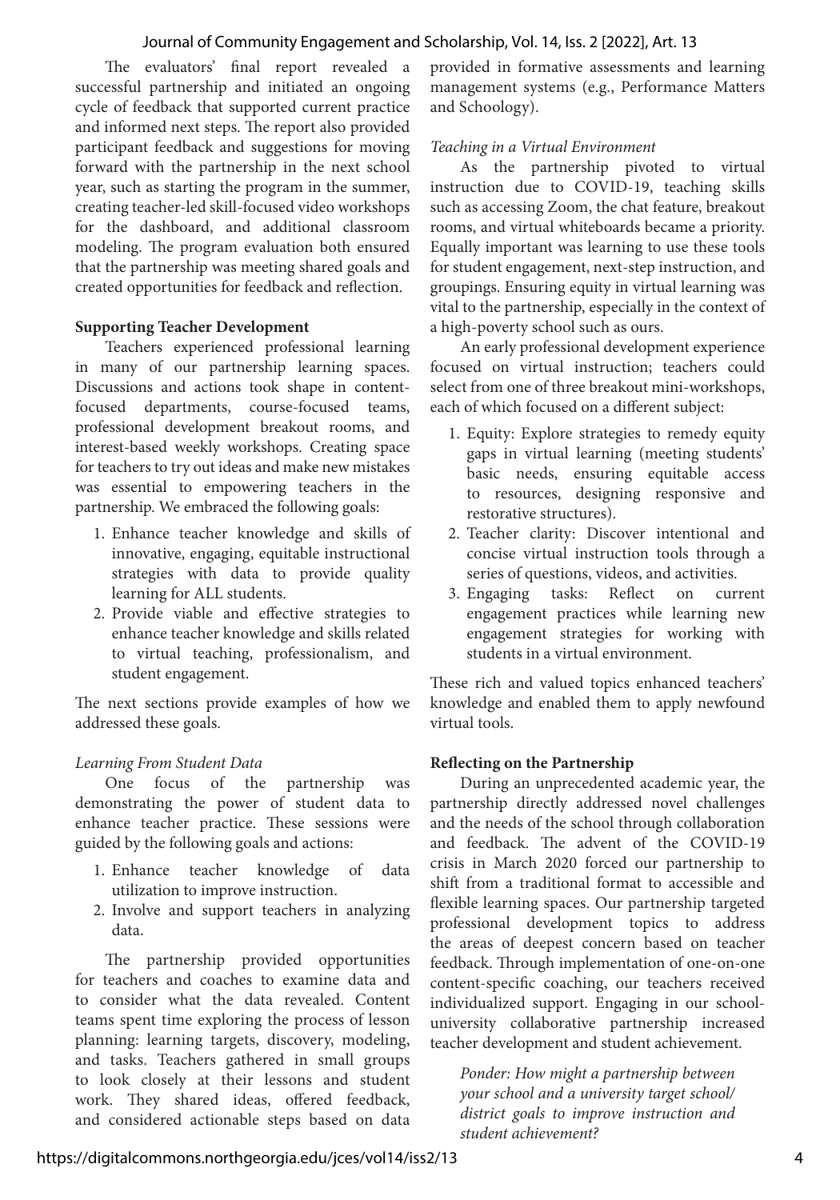The evaluators' final report revealed a successful partnership and initiated an ongoing cycle of feedback that supported current practice and informed next steps. The report also provided participant feedback and suggestions for moving forward with the partnership in the next school year, such as starting the program in the summer, creating teacher-led skill-focused video workshops for the dashboard, and additional classroom modeling. The program evaluation both ensured that the partnership was meeting shared goals and created opportunities for feedback and reflection.

**Supporting Teacher Development**

Teachers experienced professional learning in many of our partnership learning spaces. Discussions and actions took shape in content-focused departments, course-focused teams, professional development breakout rooms, and interest-based weekly workshops. Creating space for teachers to try out ideas and make new mistakes was essential to empowering teachers in the partnership. We embraced the following goals:

1. Enhance teacher knowledge and skills of innovative, engaging, equitable instructional strategies with data to provide quality learning for ALL students.
2. Provide viable and effective strategies to enhance teacher knowledge and skills related to virtual teaching, professionalism, and student engagement.

The next sections provide examples of how we addressed these goals.

*Learning From Student Data*

One focus of the partnership was demonstrating the power of student data to enhance teacher practice. These sessions were guided by the following goals and actions:

1. Enhance teacher knowledge of data utilization to improve instruction.
2. Involve and support teachers in analyzing data.

The partnership provided opportunities for teachers and coaches to examine data and to consider what the data revealed. Content teams spent time exploring the process of lesson planning: learning targets, discovery, modeling, and tasks. Teachers gathered in small groups to look closely at their lessons and student work. They shared ideas, offered feedback, and considered actionable steps based on data provided in formative assessments and learning management systems (e.g., Performance Matters and Schoology).

*Teaching in a Virtual Environment*

As the partnership pivoted to virtual instruction due to COVID-19, teaching skills such as accessing Zoom, the chat feature, breakout rooms, and virtual whiteboards became a priority. Equally important was learning to use these tools for student engagement, next-step instruction, and groupings. Ensuring equity in virtual learning was vital to the partnership, especially in the context of a high-poverty school such as ours.

An early professional development experience focused on virtual instruction; teachers could select from one of three breakout mini-workshops, each of which focused on a different subject:

1. Equity: Explore strategies to remedy equity gaps in virtual learning (meeting students' basic needs, ensuring equitable access to resources, designing responsive and restorative structures).
2. Teacher clarity: Discover intentional and concise virtual instruction tools through a series of questions, videos, and activities.
3. Engaging tasks: Reflect on current engagement practices while learning new engagement strategies for working with students in a virtual environment.

These rich and valued topics enhanced teachers' knowledge and enabled them to apply newfound virtual tools.

**Reflecting on the Partnership**

During an unprecedented academic year, the partnership directly addressed novel challenges and the needs of the school through collaboration and feedback. The advent of the COVID-19 crisis in March 2020 forced our partnership to shift from a traditional format to accessible and flexible learning spaces. Our partnership targeted professional development topics to address the areas of deepest concern based on teacher feedback. Through implementation of one-on-one content-specific coaching, our teachers received individualized support. Engaging in our school-university collaborative partnership increased teacher development and student achievement.

*Ponder: How might a partnership between your school and a university target school/district goals to improve instruction and student achievement?*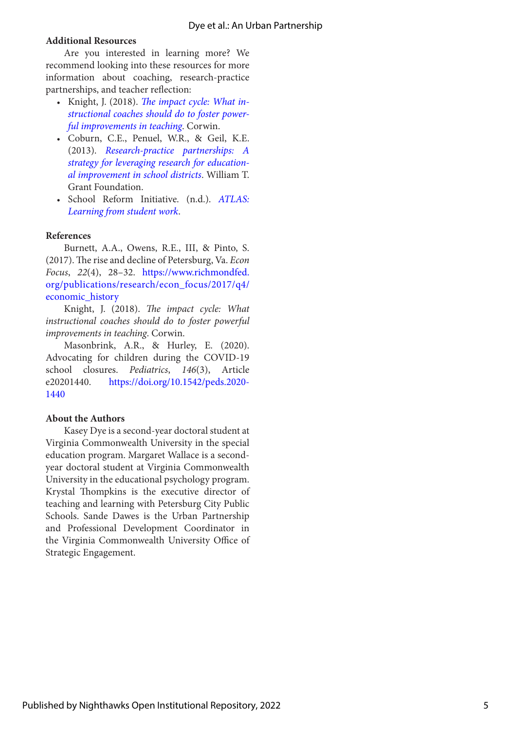### Additional Resources

Are you interested in learning more? We recommend looking into these resources for more information about coaching, research-practice partnerships, and teacher reflection:

- Knight, J. (2018). *The impact cycle: What instructional coaches should do to foster powerful improvements in teaching*. Corwin.
- Coburn, C.E., Penuel, W.R., & Geil, K.E. (2013). *Research-practice partnerships: A strategy for leveraging research for educational improvement in school districts*. William T. Grant Foundation.
- School Reform Initiative. (n.d.). *ATLAS: Learning from student work*.

### References

Burnett, A.A., Owens, R.E., III, & Pinto, S. (2017). The rise and decline of Petersburg, Va. *Econ Focus*, *22*(4), 28–32. https://www.richmondfed.org/publications/research/econ_focus/2017/q4/economic_history

Knight, J. (2018). *The impact cycle: What instructional coaches should do to foster powerful improvements in teaching*. Corwin.

Masonbrink, A.R., & Hurley, E. (2020). Advocating for children during the COVID-19 school closures. *Pediatrics*, *146*(3), Article e20201440. https://doi.org/10.1542/peds.2020-1440

### About the Authors

Kasey Dye is a second-year doctoral student at Virginia Commonwealth University in the special education program. Margaret Wallace is a second-year doctoral student at Virginia Commonwealth University in the educational psychology program. Krystal Thompkins is the executive director of teaching and learning with Petersburg City Public Schools. Sande Dawes is the Urban Partnership and Professional Development Coordinator in the Virginia Commonwealth University Office of Strategic Engagement.